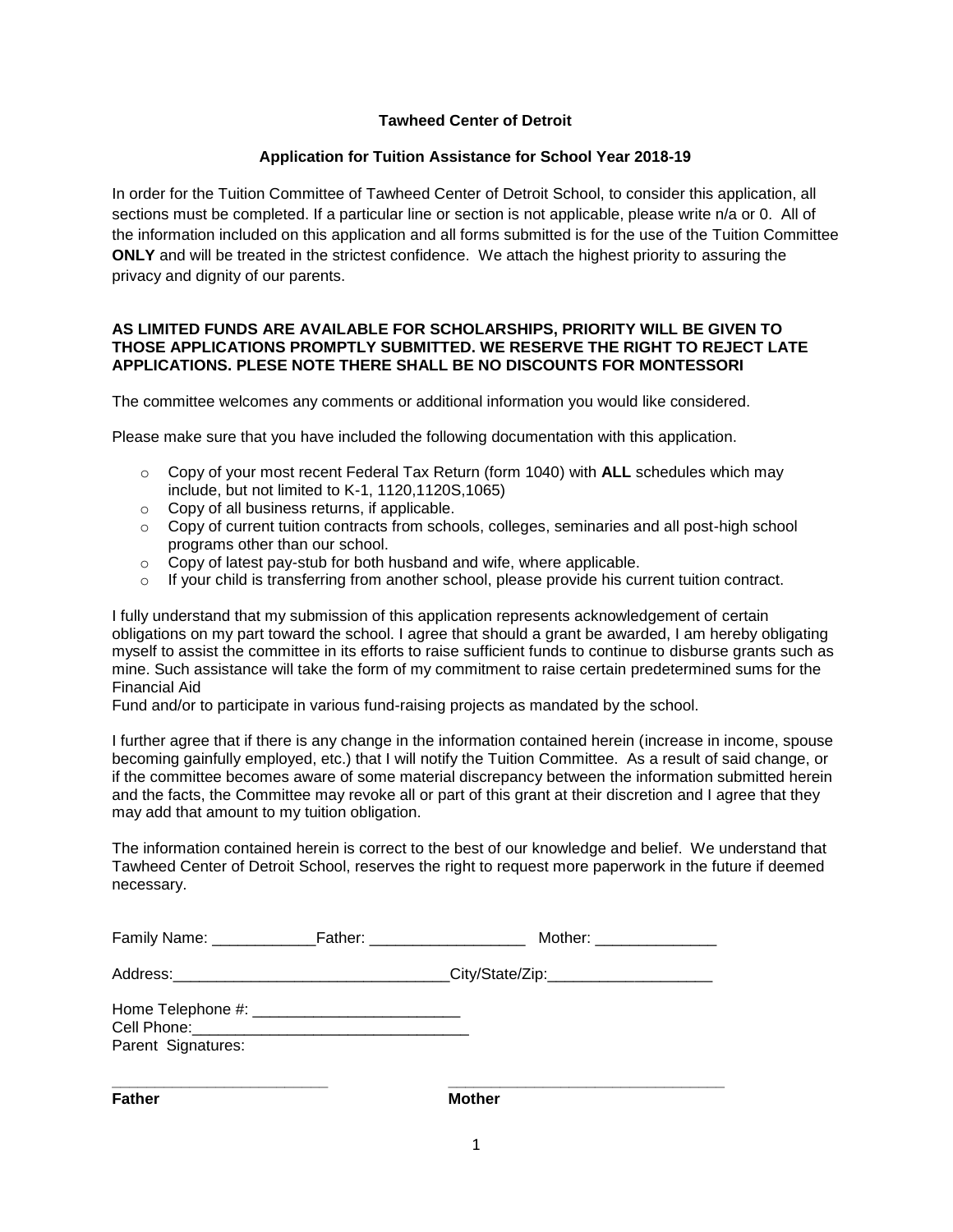**Tawheed Center of Detroit**

**Application for Tuition Assistance for School Year 2018-19**

In order for the Tuition Committee of Tawheed Center of Detroit School, to consider this application, all sections must be completed. If a particular line or section is not applicable, please write n/a or 0. All of the information included on this application and all forms submitted is for the use of the Tuition Committee **ONLY** and will be treated in the strictest confidence. We attach the highest priority to assuring the privacy and dignity of our parents.

**AS LIMITED FUNDS ARE AVAILABLE FOR SCHOLARSHIPS, PRIORITY WILL BE GIVEN TO THOSE APPLICATIONS PROMPTLY SUBMITTED. WE RESERVE THE RIGHT TO REJECT LATE APPLICATIONS. PLESE NOTE THERE SHALL BE NO DISCOUNTS FOR MONTESSORI**

The committee welcomes any comments or additional information you would like considered.

Please make sure that you have included the following documentation with this application.

- Copy of your most recent Federal Tax Return (form 1040) with **ALL** schedules which may include, but not limited to K-1, 1120,1120S,1065)
- Copy of all business returns, if applicable.
- Copy of current tuition contracts from schools, colleges, seminaries and all post-high school programs other than our school.
- Copy of latest pay-stub for both husband and wife, where applicable.
- If your child is transferring from another school, please provide his current tuition contract.

I fully understand that my submission of this application represents acknowledgement of certain obligations on my part toward the school. I agree that should a grant be awarded, I am hereby obligating myself to assist the committee in its efforts to raise sufficient funds to continue to disburse grants such as mine. Such assistance will take the form of my commitment to raise certain predetermined sums for the Financial Aid
Fund and/or to participate in various fund-raising projects as mandated by the school.

I further agree that if there is any change in the information contained herein (increase in income, spouse becoming gainfully employed, etc.) that I will notify the Tuition Committee. As a result of said change, or if the committee becomes aware of some material discrepancy between the information submitted herein and the facts, the Committee may revoke all or part of this grant at their discretion and I agree that they may add that amount to my tuition obligation.

The information contained herein is correct to the best of our knowledge and belief. We understand that Tawheed Center of Detroit School, reserves the right to request more paperwork in the future if deemed necessary.

Family Name: ____________Father: __________________ Mother: ______________

Address:________________________________City/State/Zip:___________________

Home Telephone #: ________________________
Cell Phone:_______________________________
Parent Signatures:

_________________________ ________________________________
**Father** **Mother**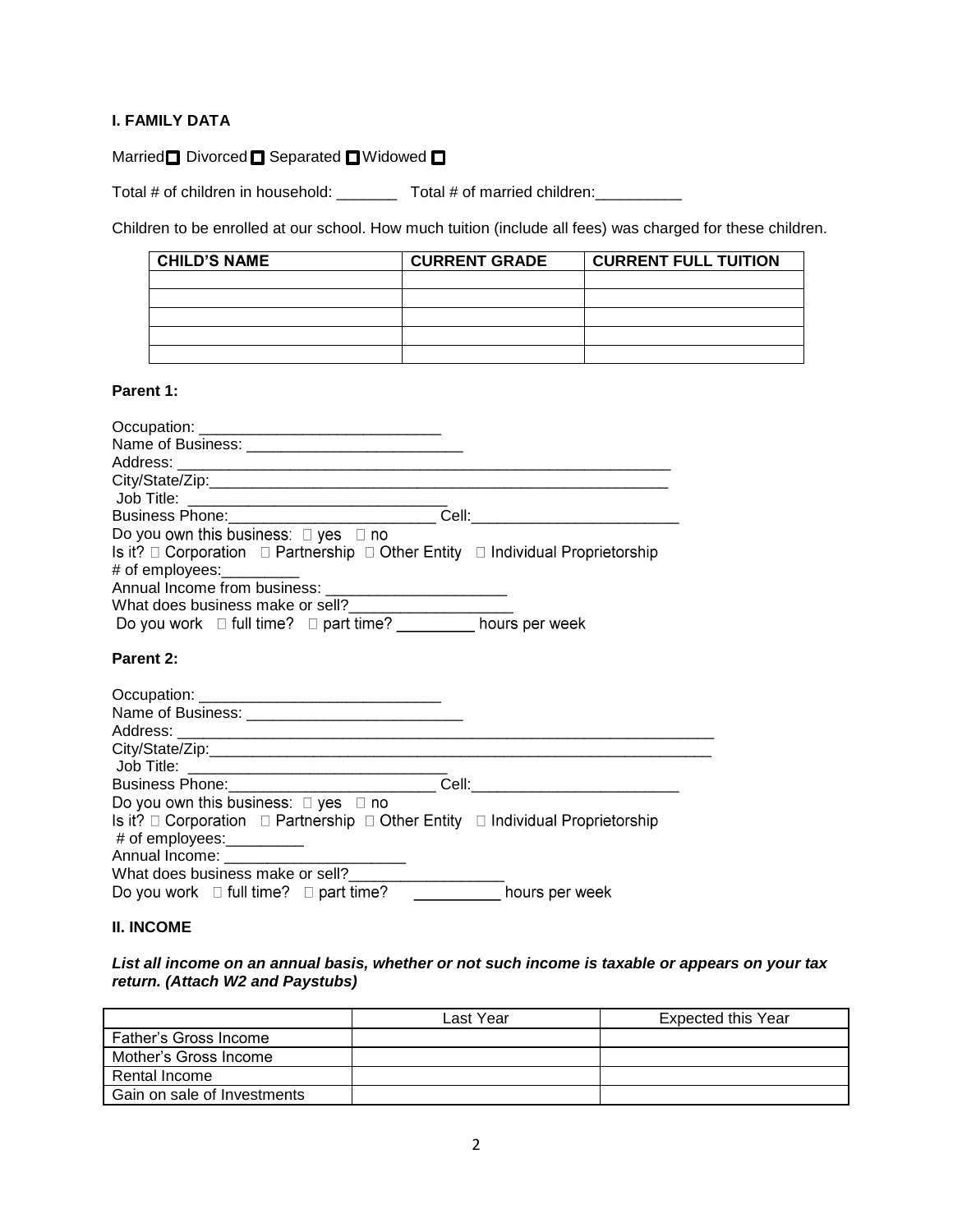## I. FAMILY DATA

Married ☐ Divorced ☐ Separated ☐ Widowed ☐

Total # of children in household: _______ Total # of married children:__________

Children to be enrolled at our school. How much tuition (include all fees) was charged for these children.

| CHILD'S NAME | CURRENT GRADE | CURRENT FULL TUITION |
|---|---|---|
| | | |
| | | |
| | | |
| | | |
| | | |

### Parent 1:

Occupation: ____________________________
Name of Business: _________________________
Address: __________________________________________________________
City/State/Zip:_____________________________________________________
Job Title: ______________________________
Business Phone:________________________ Cell:________________________
Do you own this business: ☐ yes ☐ no
Is it? ☐ Corporation ☐ Partnership ☐ Other Entity ☐ Individual Proprietorship
# of employees:_________
Annual Income from business: _____________________
What does business make or sell?___________________
Do you work ☐ full time? ☐ part time? _________ hours per week

### Parent 2:

Occupation: ____________________________
Name of Business: _________________________
Address: ______________________________________________________________
City/State/Zip:_________________________________________________________
Job Title: ______________________________
Business Phone:________________________ Cell:________________________
Do you own this business: ☐ yes ☐ no
Is it? ☐ Corporation ☐ Partnership ☐ Other Entity ☐ Individual Proprietorship
# of employees:_________
Annual Income: _____________________
What does business make or sell?_________________
Do you work ☐ full time? ☐ part time? __________ hours per week

## II. INCOME

***List all income on an annual basis, whether or not such income is taxable or appears on your tax return. (Attach W2 and Paystubs)***

| | Last Year | Expected this Year |
|---|---|---|
| Father's Gross Income | | |
| Mother's Gross Income | | |
| Rental Income | | |
| Gain on sale of Investments | | |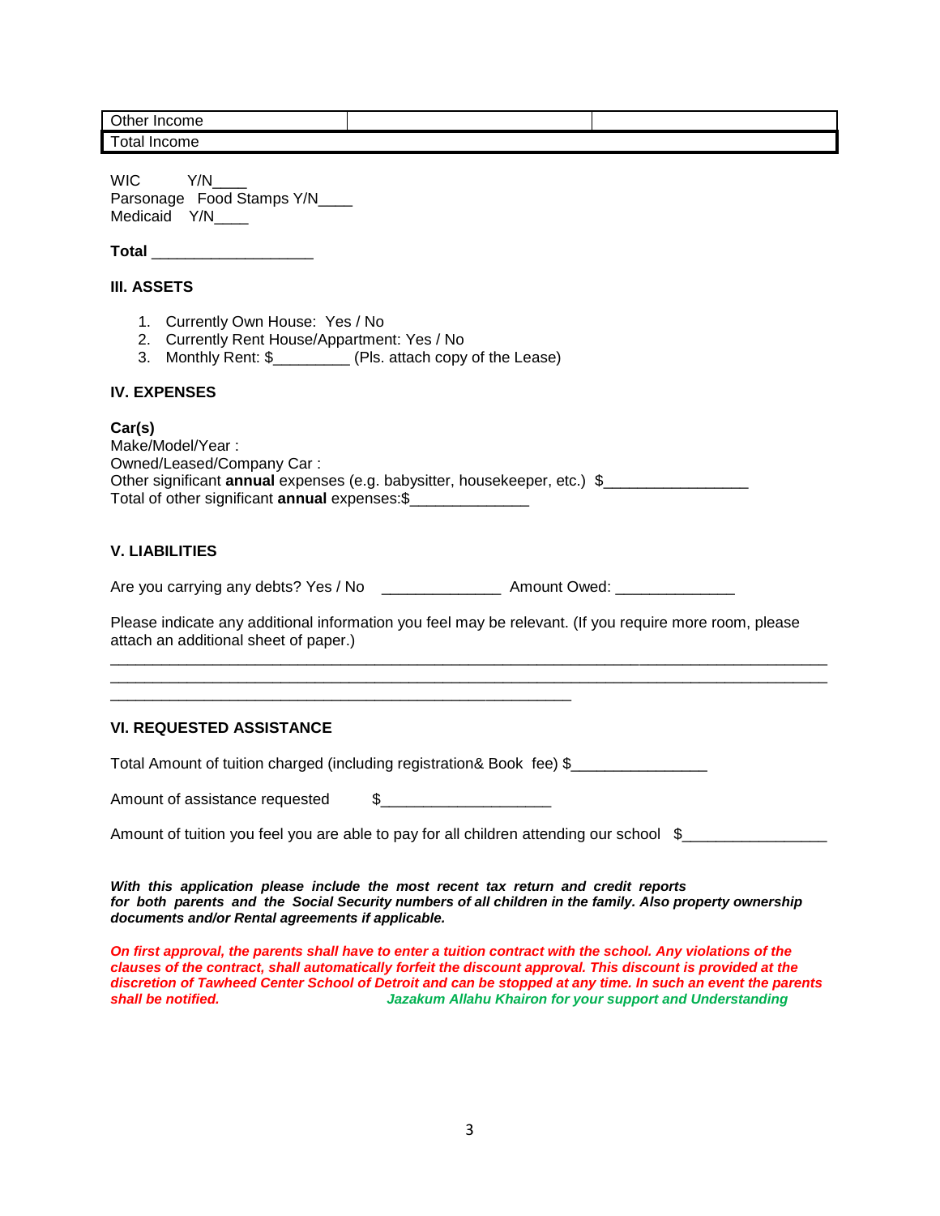| | | |
|---|---|---|
| Other Income | | |
| Total Income | | |

WIC Y/N____
Parsonage Food Stamps Y/N____
Medicaid Y/N____

**Total** __________________

**III. ASSETS**

1. Currently Own House: Yes / No
2. Currently Rent House/Appartment: Yes / No
3. Monthly Rent: $_________ (Pls. attach copy of the Lease)

**IV. EXPENSES**

**Car(s)**
Make/Model/Year :
Owned/Leased/Company Car :
Other significant **annual** expenses (e.g. babysitter, housekeeper, etc.) $________________
Total of other significant **annual** expenses:$_____________

**V. LIABILITIES**

Are you carrying any debts? Yes / No _____________ Amount Owed: _____________

Please indicate any additional information you feel may be relevant. (If you require more room, please attach an additional sheet of paper.)

________________________________________________________________________________
________________________________________________________________________________
__________________________________________________

**VI. REQUESTED ASSISTANCE**

Total Amount of tuition charged (including registration& Book fee) $_______________

Amount of assistance requested $___________________

Amount of tuition you feel you are able to pay for all children attending our school $________________

***With this application please include the most recent tax return and credit reports for both parents and the Social Security numbers of all children in the family. Also property ownership documents and/or Rental agreements if applicable.***

***On first approval, the parents shall have to enter a tuition contract with the school. Any violations of the clauses of the contract, shall automatically forfeit the discount approval. This discount is provided at the discretion of Tawheed Center School of Detroit and can be stopped at any time. In such an event the parents shall be notified.*** ***Jazakum Allahu Khairon for your support and Understanding***